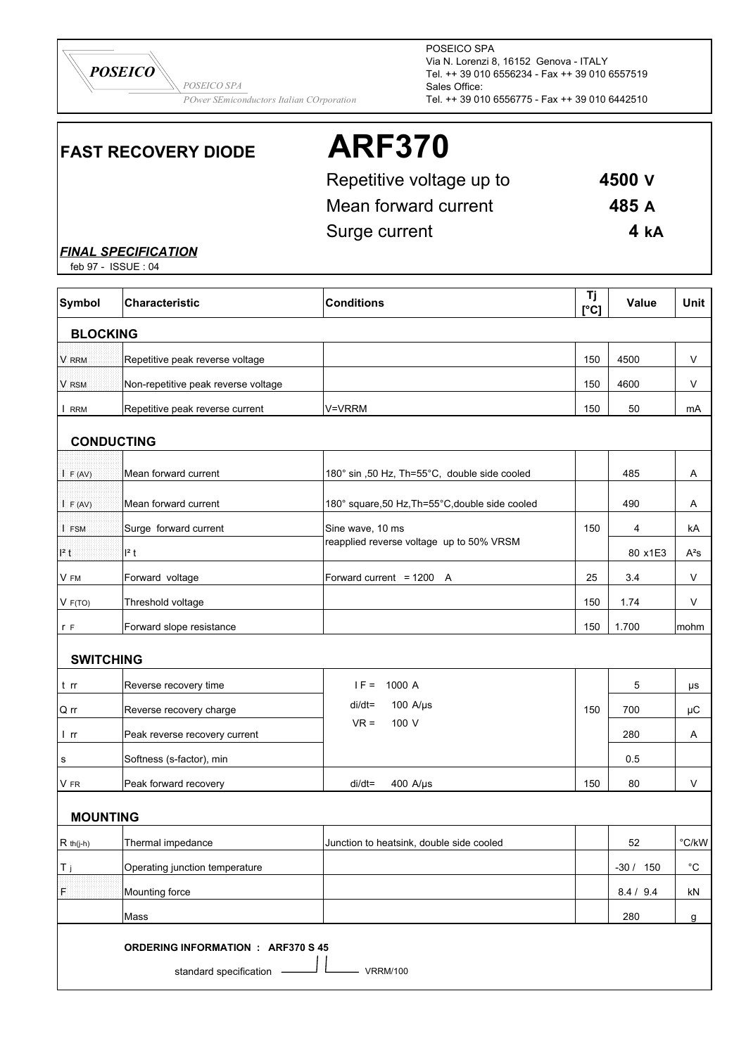POSEICO

POSEICO SPA
POwer SEmiconductors Italian COrporation

POSEICO SPA
Via N. Lorenzi 8, 16152 Genova - ITALY
Tel. ++ 39 010 6556234 - Fax ++ 39 010 6557519
Sales Office:
Tel. ++ 39 010 6556775 - Fax ++ 39 010 6442510

# FAST RECOVERY DIODE ARF370

| | |
|---|---|
| Repetitive voltage up to | **4500 V** |
| Mean forward current | **485 A** |
| Surge current | **4 kA** |

***FINAL SPECIFICATION***

feb 97 - ISSUE : 04

| Symbol | Characteristic | Conditions | Tj [°C] | Value | Unit |
|---|---|---|---|---|---|
| **BLOCKING** | | | | | |
| $V_{RRM}$ | Repetitive peak reverse voltage | | 150 | 4500 | V |
| $V_{RSM}$ | Non-repetitive peak reverse voltage | | 150 | 4600 | V |
| $I_{RRM}$ | Repetitive peak reverse current | V=VRRM | 150 | 50 | mA |
| **CONDUCTING** | | | | | |
| $I_{F(AV)}$ | Mean forward current | 180° sin ,50 Hz, Th=55°C, double side cooled | | 485 | A |
| $I_{F(AV)}$ | Mean forward current | 180° square,50 Hz,Th=55°C,double side cooled | | 490 | A |
| $I_{FSM}$ | Surge forward current | Sine wave, 10 ms | 150 | 4 | kA |
| $I^2t$ | $I^2t$ | reapplied reverse voltage up to 50% VRSM | | 80 x1E3 | $A^2s$ |
| $V_{FM}$ | Forward voltage | Forward current = 1200 A | 25 | 3.4 | V |
| $V_{F(TO)}$ | Threshold voltage | | 150 | 1.74 | V |
| $r_F$ | Forward slope resistance | | 150 | 1.700 | mohm |
| **SWITCHING** | | | | | |
| $t_{rr}$ | Reverse recovery time | IF = 1000 A | 150 | 5 | µs |
| $Q_{rr}$ | Reverse recovery charge | di/dt= 100 A/µs | | 700 | µC |
| $I_{rr}$ | Peak reverse recovery current | VR = 100 V | | 280 | A |
| s | Softness (s-factor), min | | | 0.5 | |
| $V_{FR}$ | Peak forward recovery | di/dt= 400 A/µs | 150 | 80 | V |
| **MOUNTING** | | | | | |
| $R_{th(j-h)}$ | Thermal impedance | Junction to heatsink, double side cooled | | 52 | °C/kW |
| $T_j$ | Operating junction temperature | | | -30 / 150 | °C |
| F | Mounting force | | | 8.4 / 9.4 | kN |
| | Mass | | | 280 | g |

**ORDERING INFORMATION : ARF370 S 45**

standard specification —— S; 45 —— VRRM/100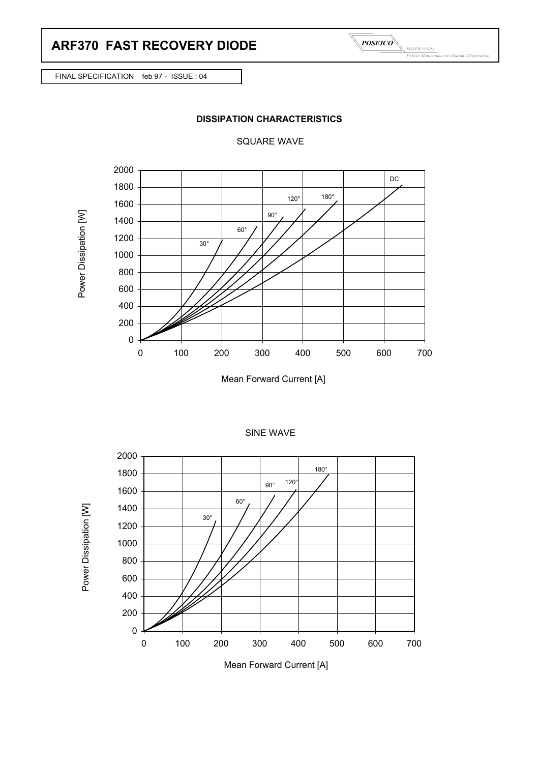# ARF370 FAST RECOVERY DIODE

FINAL SPECIFICATION feb 97 - ISSUE : 04

## DISSIPATION CHARACTERISTICS

SQUARE WAVE

SINE WAVE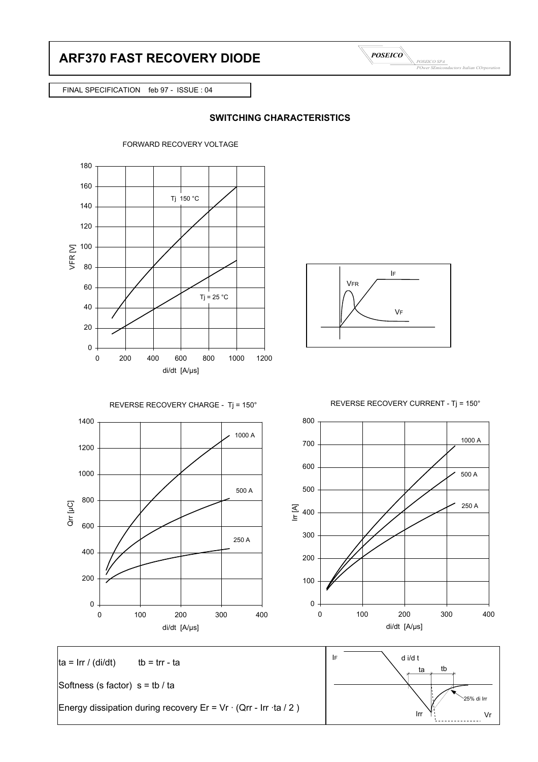# ARF370 FAST RECOVERY DIODE

FINAL SPECIFICATION feb 97 - ISSUE : 04

## SWITCHING CHARACTERISTICS

FORWARD RECOVERY VOLTAGE

REVERSE RECOVERY CHARGE - Tj = 150°

REVERSE RECOVERY CURRENT - Tj = 150°

$t_a = I_{rr} / (di/dt)$ $t_b = t_{rr} - t_a$

Softness (s factor) $s = t_b / t_a$

Energy dissipation during recovery $E_r = V_r \cdot (Q_{rr} - I_{rr} \cdot t_a / 2)$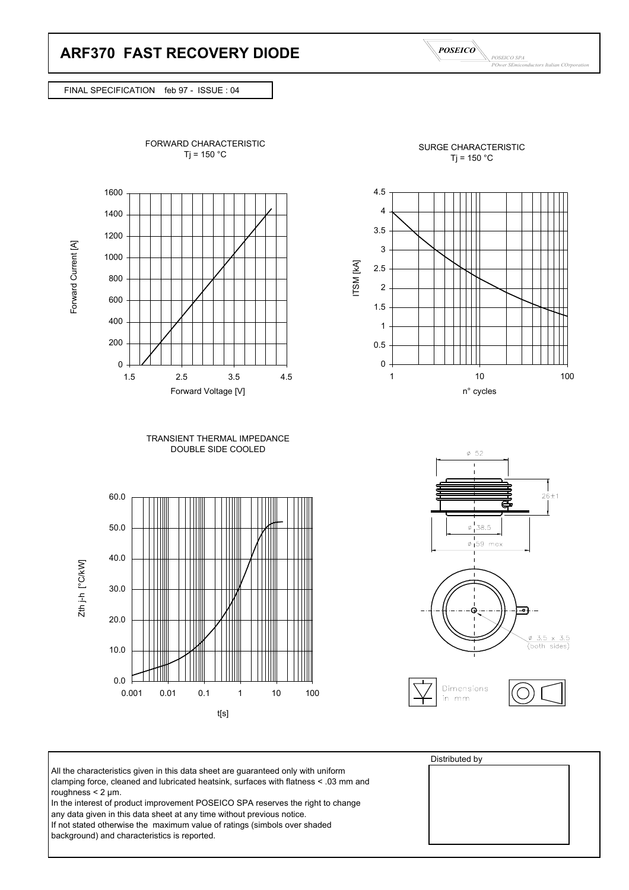# ARF370 FAST RECOVERY DIODE

POSEICO
POSEICO SPA
POwer SEmiconductors Italian COrporation

FINAL SPECIFICATION feb 97 - ISSUE : 04

FORWARD CHARACTERISTIC
Tj = 150 °C

Forward Current [A]
1600
1400
1200
1000
800
600
400
200
0
1.5
2.5
3.5
4.5
Forward Voltage [V]

SURGE CHARACTERISTIC
Tj = 150 °C

ITSM [kA]
4.5
4
3.5
3
2.5
2
1.5
1
0.5
0
1
10
100
n° cycles

TRANSIENT THERMAL IMPEDANCE
DOUBLE SIDE COOLED

Zth j-h [°C/kW]
60.0
50.0
40.0
30.0
20.0
10.0
0.0
0.001
0.01
0.1
1
10
100
t[s]

ø 52
26±1
ø 38.5
ø 59 max
ø 3.5 x 3.5
(both sides)

Dimensions
in mm

All the characteristics given in this data sheet are guaranteed only with uniform clamping force, cleaned and lubricated heatsink, surfaces with flatness < .03 mm and roughness < 2 µm.
In the interest of product improvement POSEICO SPA reserves the right to change any data given in this data sheet at any time without previous notice.
If not stated otherwise the maximum value of ratings (simbols over shaded background) and characteristics is reported.

Distributed by